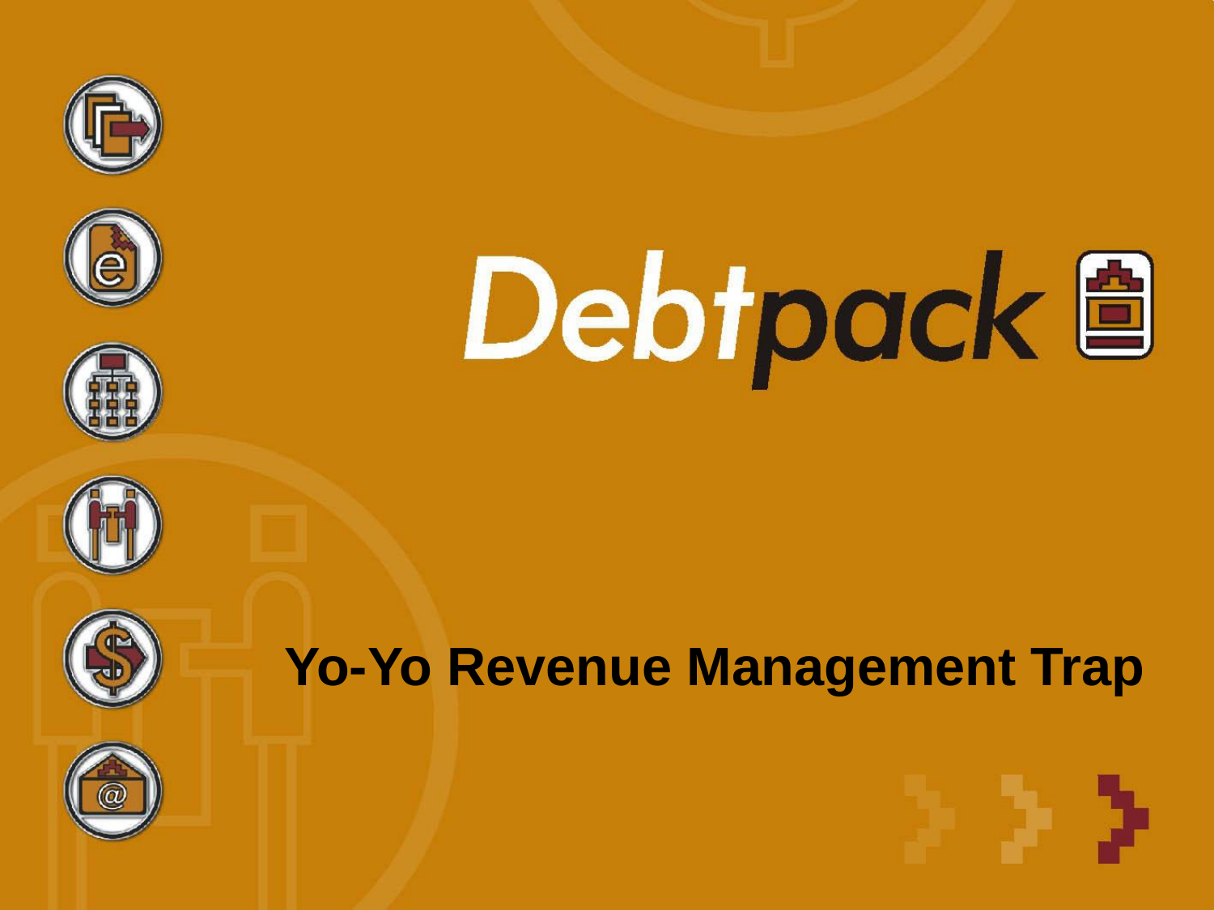# Debtpack

## Yo-Yo Revenue Management Trap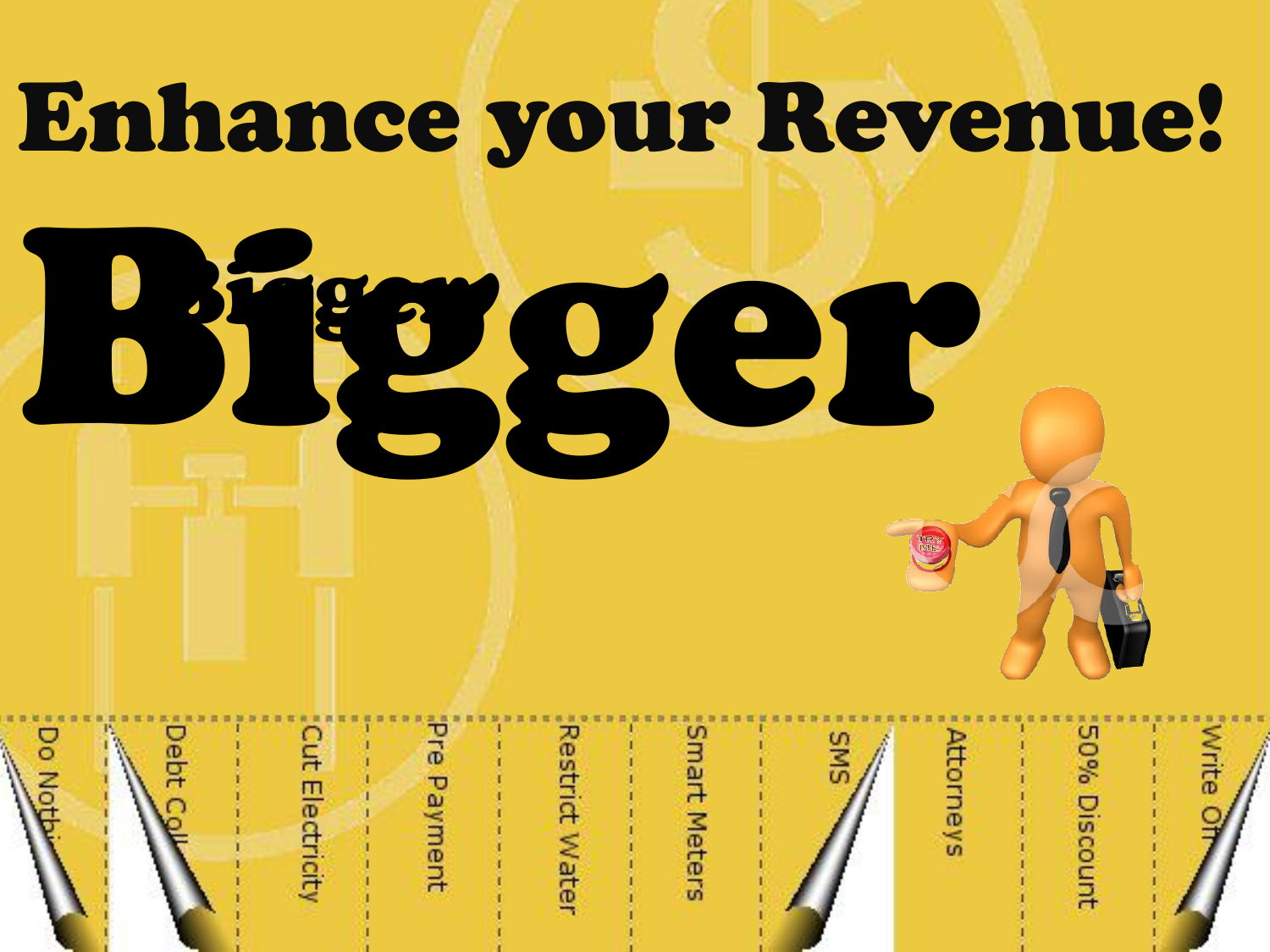# Enhance your Revenue!

# Bigger

- Do Nothi...
- Debt Coll...
- Cut Electricity
- Pre Payment
- Restrict Water
- Smart Meters
- SMS
- Attorneys
- 50% Discount
- Write Off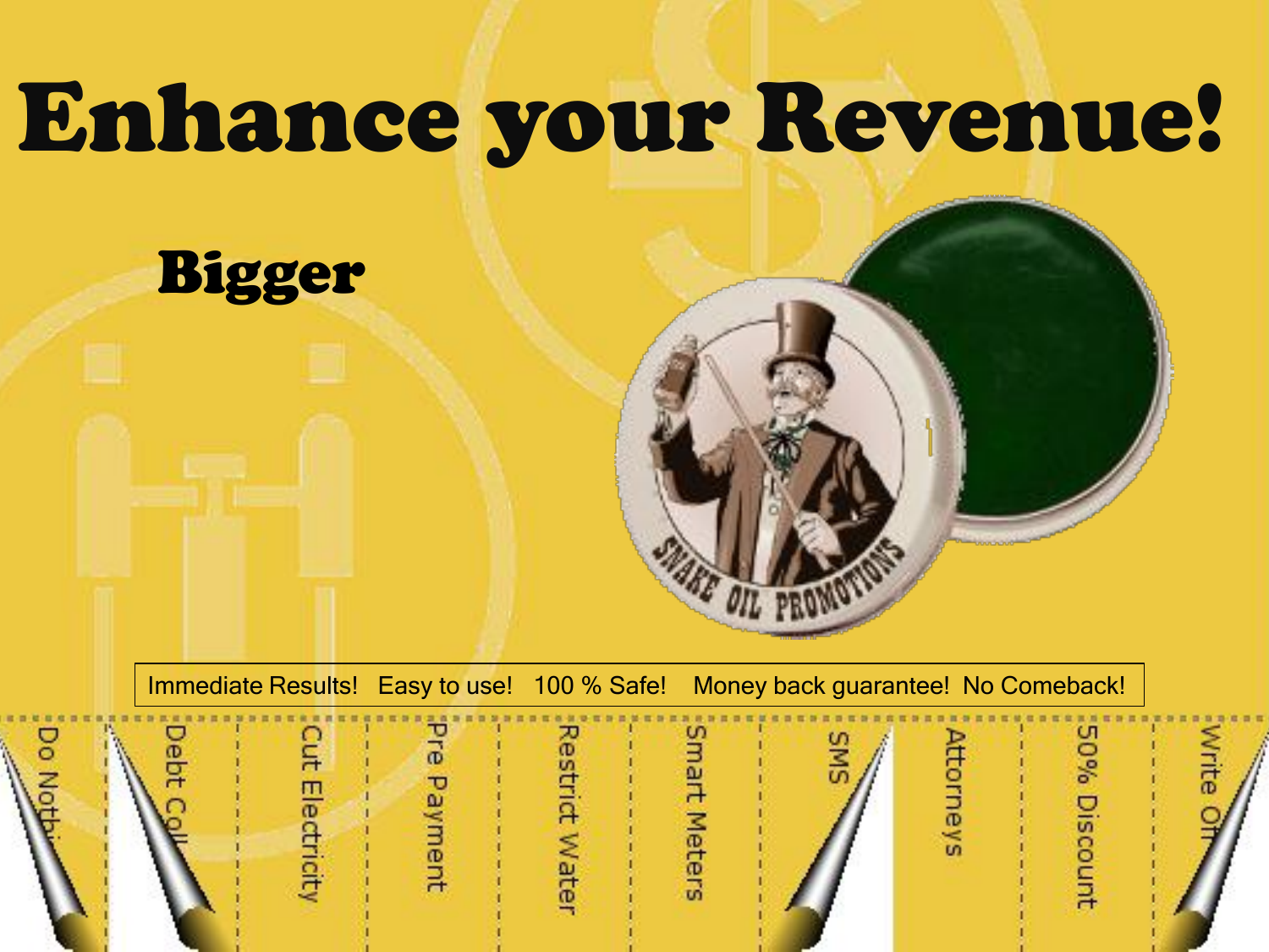# Enhance your Revenue!

## Bigger

SNAKE OIL PROMOTIONS

Immediate Results! Easy to use! 100 % Safe! Money back guarantee! No Comeback!

Do Nothi | Debt Coll | Cut Electricity | Pre Payment | Restrict Water | Smart Meters | SMS | Attorneys | 50% Discount | Write Of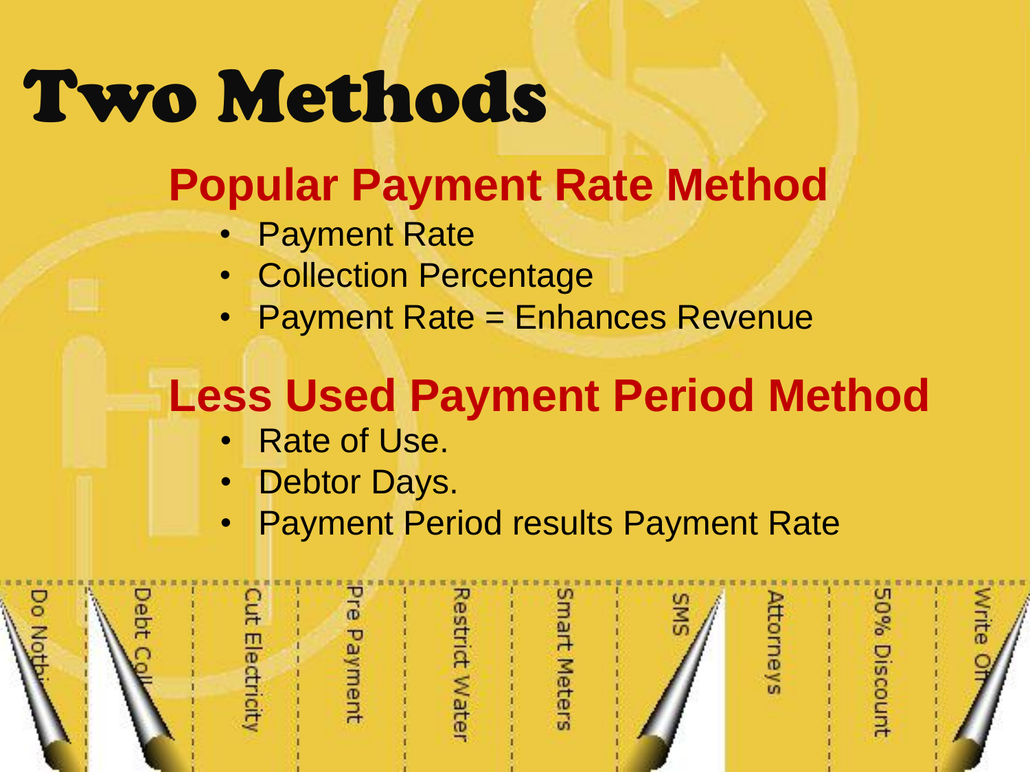# Two Methods

## Popular Payment Rate Method

- Payment Rate
- Collection Percentage
- Payment Rate = Enhances Revenue

## Less Used Payment Period Method

- Rate of Use.
- Debtor Days.
- Payment Period results Payment Rate

Do Nothi | Debt Coll | Cut Electricity | Pre Payment | Restrict Water | Smart Meters | SMS | Attorneys | 50% Discount | Write Off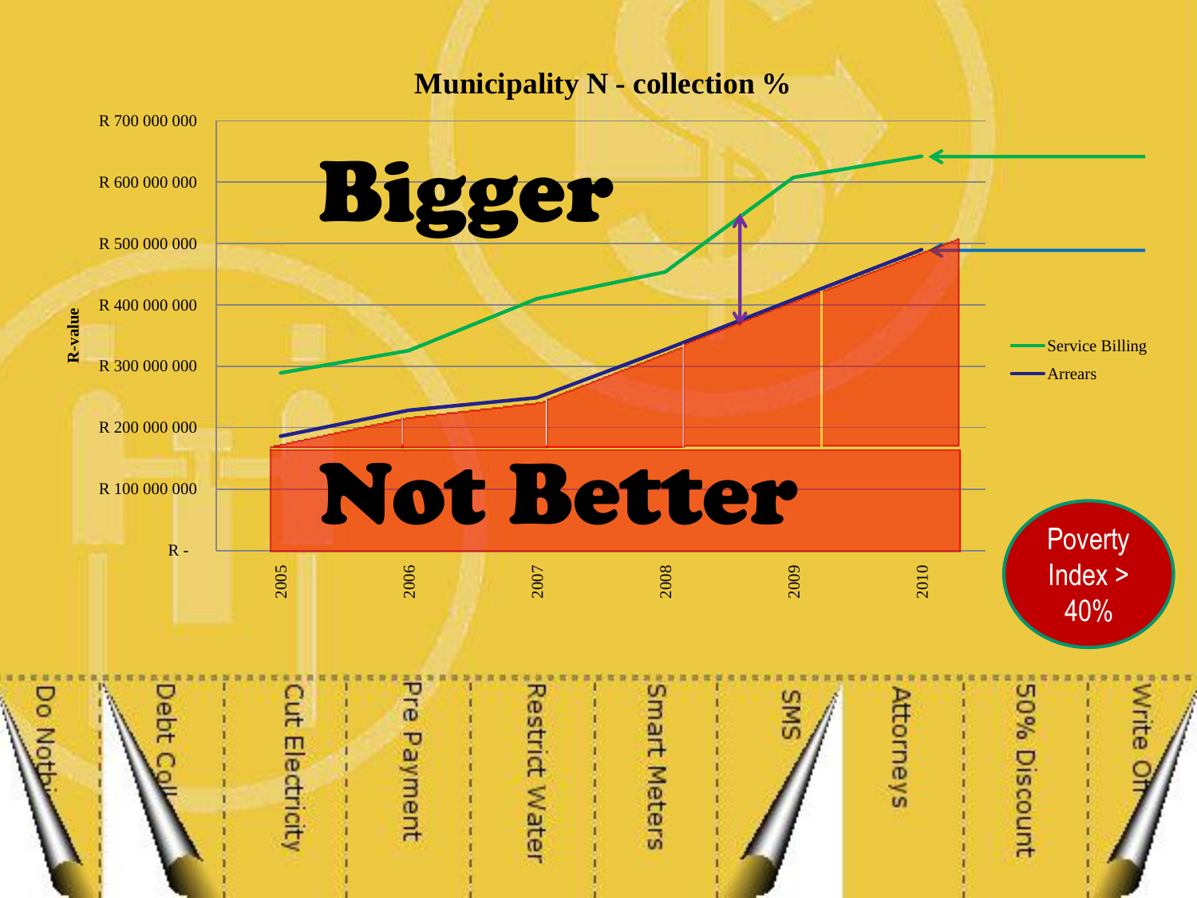# Municipality N - collection %

**Bigger**

**Not Better**

R-value

R 700 000 000
R 600 000 000
R 500 000 000
R 400 000 000
R 300 000 000
R 200 000 000
R 100 000 000
R -

2005 2006 2007 2008 2009 2010

- Service Billing
- Arrears

Poverty Index > 40%

Do Nothi | Debt Coll | Cut Electricity | Pre Payment | Restrict Water | Smart Meters | SMS | Attorneys | 50% Discount | Write Of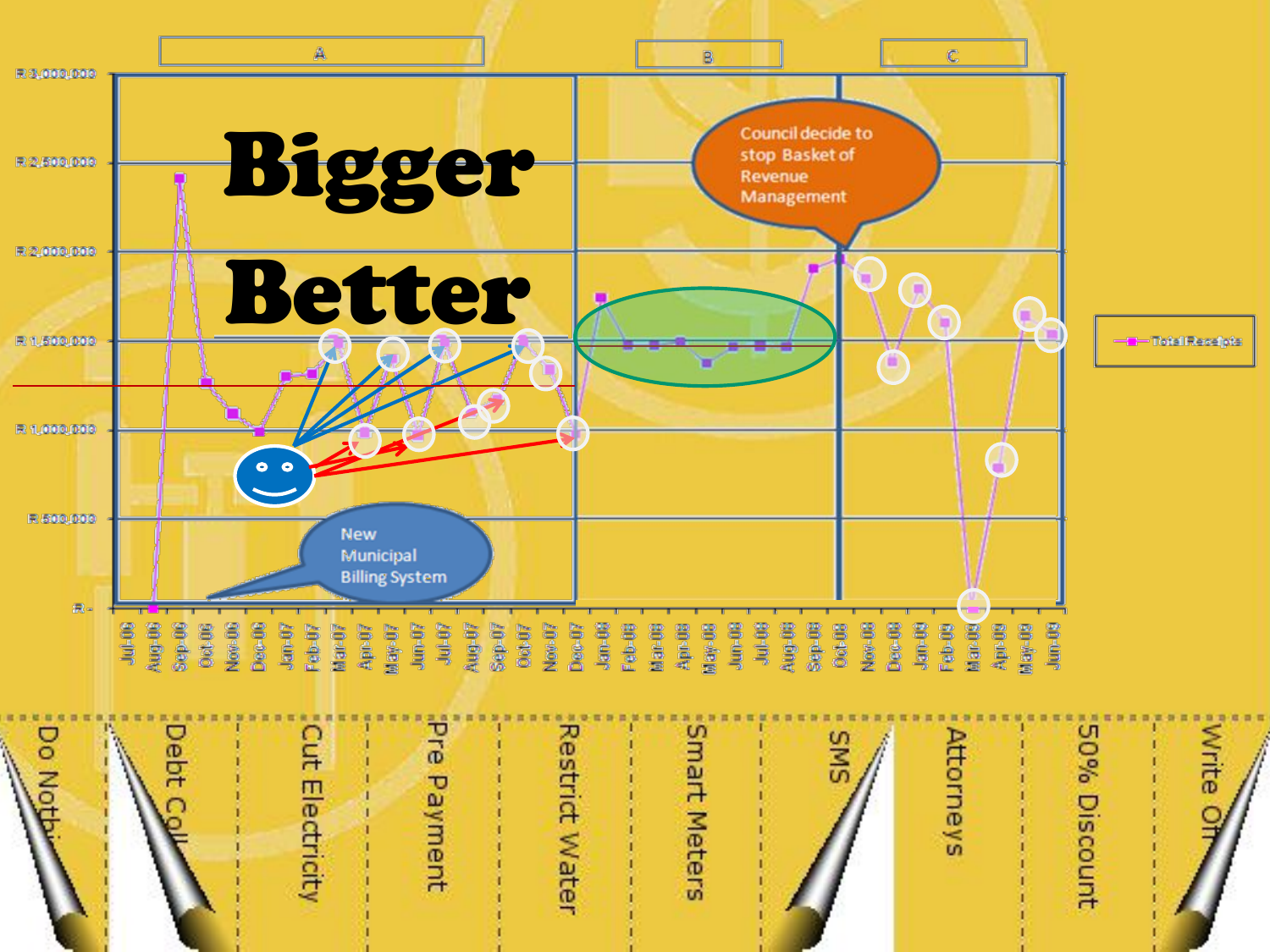A

B

C

# Bigger

# Better

Council decide to stop Basket of Revenue Management

New Municipal Billing System

R 3,000,000

R 2,500,000

R 2,000,000

R 1,500,000

R 1,000,000

R 500,000

R -

Jul-06, Aug-06, Sep-06, Oct-06, Nov-06, Dec-06, Jan-07, Feb-07, Mar-07, Apr-07, May-07, Jun-07, Jul-07, Aug-07, Sep-07, Oct-07, Nov-07, Dec-07, Jan-08, Feb-08, Mar-08, Apr-08, May-08, Jun-08, Jul-08, Aug-08, Sep-08, Oct-08, Nov-08, Dec-08, Jan-09, Feb-09, Mar-09, Apr-09, May-09, Jun-09

Total Receipts

- Do Nothi
- Debt Coll
- Cut Electricity
- Pre Payment
- Restrict Water
- Smart Meters
- SMS
- Attorneys
- 50% Discount
- Write Off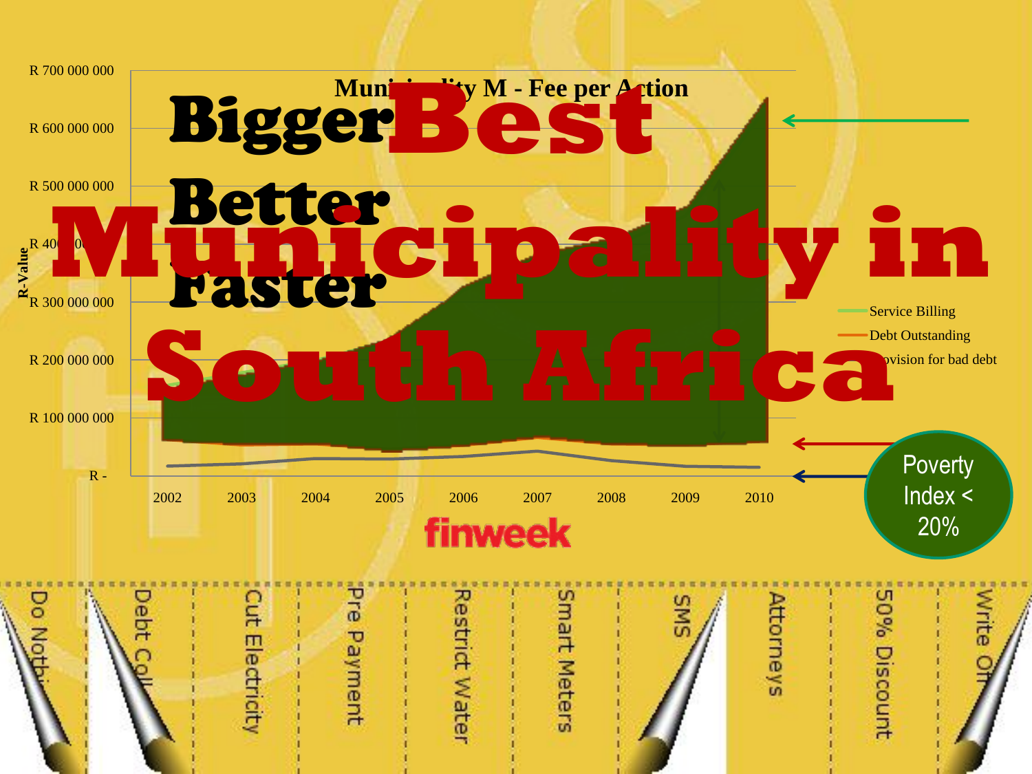# Best Municipality in South Africa

**Bigger**

**Better**

**Faster**

Municipality M - Fee per Action

R-Value

R 700 000 000
R 600 000 000
R 500 000 000
R 400 000 000
R 300 000 000
R 200 000 000
R 100 000 000
R -

2002 2003 2004 2005 2006 2007 2008 2009 2010

Service Billing
Debt Outstanding
Provision for bad debt

Poverty Index < 20%

finweek

Do Nothing | Debt Coll | Cut Electricity | Pre Payment | Restrict Water | Smart Meters | SMS | Attorneys | 50% Discount | Write Off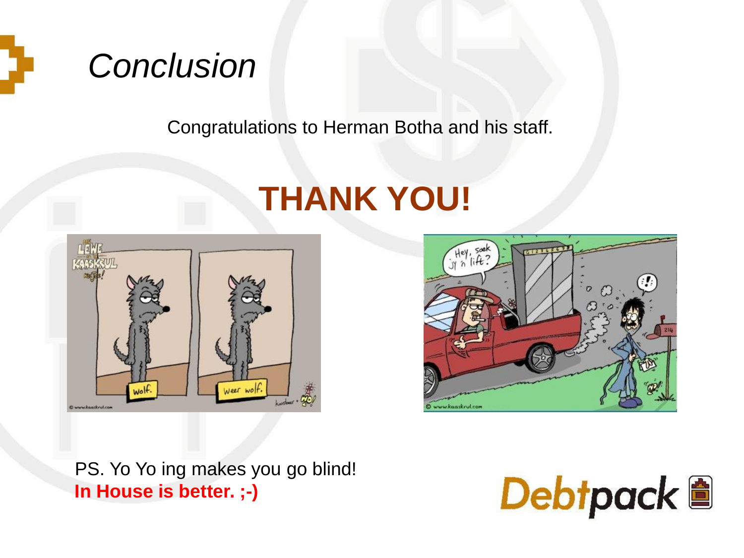# *Conclusion*

Congratulations to Herman Botha and his staff.

**THANK YOU!**

PS. Yo Yo ing makes you go blind!
**In House is better. ;-)**